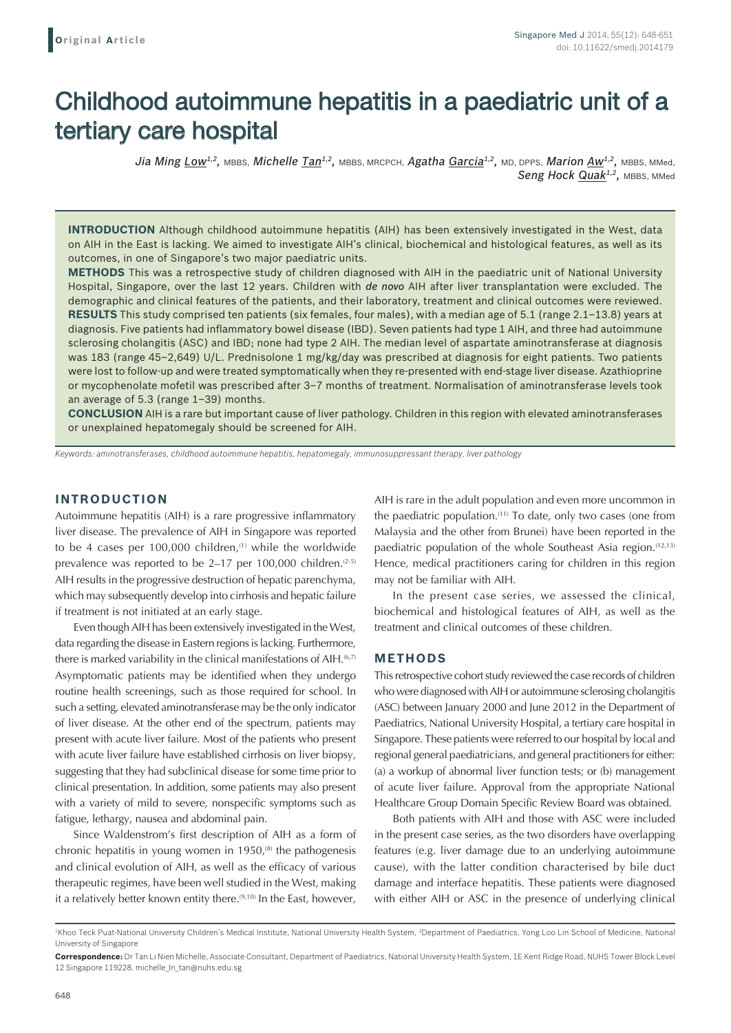Original Article

# Childhood autoimmune hepatitis in a paediatric unit of a tertiary care hospital

*Jia Ming Low*[1,2], MBBS, *Michelle Tan*[1,2], MBBS, MRCPCH, *Agatha Garcia*[1,2], MD, DPPS, *Marion Aw*[1,2], MBBS, MMed, *Seng Hock Quak*[1,2], MBBS, MMed

**INTRODUCTION** Although childhood autoimmune hepatitis (AIH) has been extensively investigated in the West, data on AIH in the East is lacking. We aimed to investigate AIH's clinical, biochemical and histological features, as well as its outcomes, in one of Singapore's two major paediatric units.

**METHODS** This was a retrospective study of children diagnosed with AIH in the paediatric unit of National University Hospital, Singapore, over the last 12 years. Children with *de novo* AIH after liver transplantation were excluded. The demographic and clinical features of the patients, and their laboratory, treatment and clinical outcomes were reviewed.

**RESULTS** This study comprised ten patients (six females, four males), with a median age of 5.1 (range 2.1–13.8) years at diagnosis. Five patients had inflammatory bowel disease (IBD). Seven patients had type 1 AIH, and three had autoimmune sclerosing cholangitis (ASC) and IBD; none had type 2 AIH. The median level of aspartate aminotransferase at diagnosis was 183 (range 45–2,649) U/L. Prednisolone 1 mg/kg/day was prescribed at diagnosis for eight patients. Two patients were lost to follow-up and were treated symptomatically when they re-presented with end-stage liver disease. Azathioprine or mycophenolate mofetil was prescribed after 3–7 months of treatment. Normalisation of aminotransferase levels took an average of 5.3 (range 1–39) months.

**CONCLUSION** AIH is a rare but important cause of liver pathology. Children in this region with elevated aminotransferases or unexplained hepatomegaly should be screened for AIH.

*Keywords: aminotransferases, childhood autoimmune hepatitis, hepatomegaly, immunosuppressant therapy, liver pathology*

## INTRODUCTION

Autoimmune hepatitis (AIH) is a rare progressive inflammatory liver disease. The prevalence of AIH in Singapore was reported to be 4 cases per 100,000 children,[1] while the worldwide prevalence was reported to be 2–17 per 100,000 children.[2-5] AIH results in the progressive destruction of hepatic parenchyma, which may subsequently develop into cirrhosis and hepatic failure if treatment is not initiated at an early stage.

Even though AIH has been extensively investigated in the West, data regarding the disease in Eastern regions is lacking. Furthermore, there is marked variability in the clinical manifestations of AIH.[6,7] Asymptomatic patients may be identified when they undergo routine health screenings, such as those required for school. In such a setting, elevated aminotransferase may be the only indicator of liver disease. At the other end of the spectrum, patients may present with acute liver failure. Most of the patients who present with acute liver failure have established cirrhosis on liver biopsy, suggesting that they had subclinical disease for some time prior to clinical presentation. In addition, some patients may also present with a variety of mild to severe, nonspecific symptoms such as fatigue, lethargy, nausea and abdominal pain.

Since Waldenstrom's first description of AIH as a form of chronic hepatitis in young women in 1950,[8] the pathogenesis and clinical evolution of AIH, as well as the efficacy of various therapeutic regimes, have been well studied in the West, making it a relatively better known entity there.[9,10] In the East, however, AIH is rare in the adult population and even more uncommon in the paediatric population.[11] To date, only two cases (one from Malaysia and the other from Brunei) have been reported in the paediatric population of the whole Southeast Asia region.[12,13] Hence, medical practitioners caring for children in this region may not be familiar with AIH.

In the present case series, we assessed the clinical, biochemical and histological features of AIH, as well as the treatment and clinical outcomes of these children.

## METHODS

This retrospective cohort study reviewed the case records of children who were diagnosed with AIH or autoimmune sclerosing cholangitis (ASC) between January 2000 and June 2012 in the Department of Paediatrics, National University Hospital, a tertiary care hospital in Singapore. These patients were referred to our hospital by local and regional general paediatricians, and general practitioners for either: (a) a workup of abnormal liver function tests; or (b) management of acute liver failure. Approval from the appropriate National Healthcare Group Domain Specific Review Board was obtained.

Both patients with AIH and those with ASC were included in the present case series, as the two disorders have overlapping features (e.g. liver damage due to an underlying autoimmune cause), with the latter condition characterised by bile duct damage and interface hepatitis. These patients were diagnosed with either AIH or ASC in the presence of underlying clinical

[1]Khoo Teck Puat-National University Children's Medical Institute, National University Health System, [2]Department of Paediatrics, Yong Loo Lin School of Medicine, National University of Singapore

**Correspondence:** Dr Tan Li Nien Michelle, Associate Consultant, Department of Paediatrics, National University Health System, 1E Kent Ridge Road, NUHS Tower Block Level 12 Singapore 119228. michelle_ln_tan@nuhs.edu.sg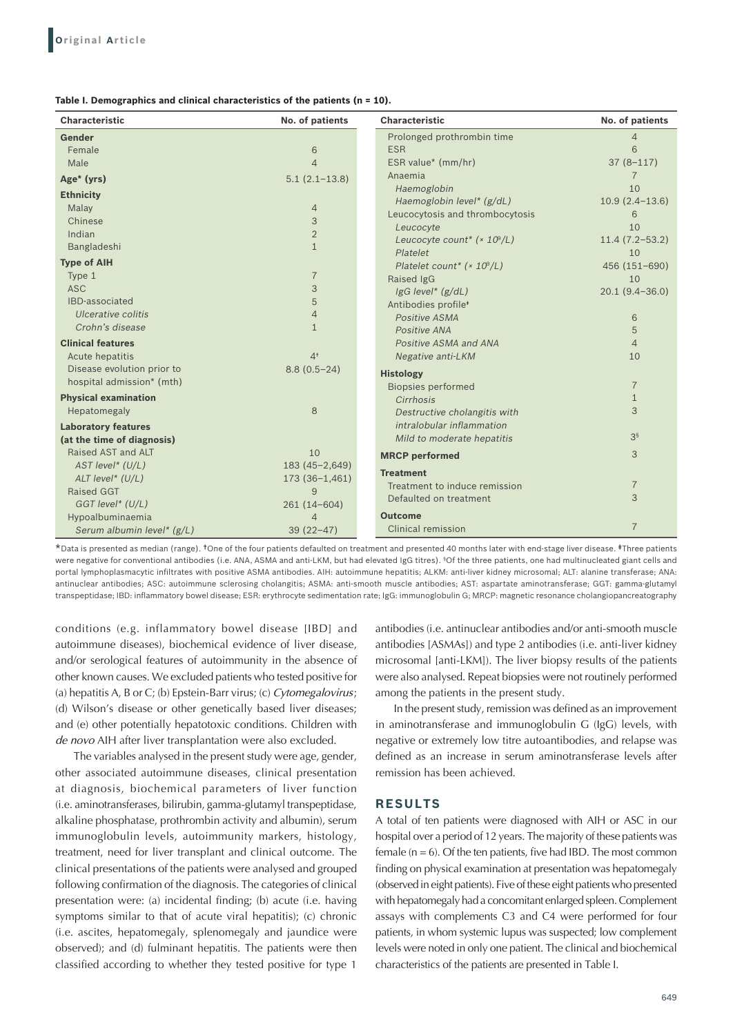**Table I. Demographics and clinical characteristics of the patients (n = 10).**

| Characteristic | No. of patients | Characteristic | No. of patients |
|---|---|---|---|
| **Gender** | | Prolonged prothrombin time | 4 |
| Female | 6 | ESR | 6 |
| Male | 4 | ESR value* (mm/hr) | 37 (8–117) |
| **Age* (yrs)** | 5.1 (2.1–13.8) | Anaemia | 7 |
| **Ethnicity** | | *Haemoglobin* | 10 |
| Malay | 4 | *Haemoglobin level* (g/dL)* | 10.9 (2.4–13.6) |
| Chinese | 3 | Leucocytosis and thrombocytosis | 6 |
| Indian | 2 | *Leucocyte* | 10 |
| Bangladeshi | 1 | *Leucocyte count* (× $10^9$/L)* | 11.4 (7.2–53.2) |
| **Type of AIH** | | *Platelet* | 10 |
| Type 1 | 7 | *Platelet count* (× $10^9$/L)* | 456 (151–690) |
| ASC | 3 | Raised IgG | 10 |
| IBD-associated | 5 | *IgG level* (g/dL)* | 20.1 (9.4–36.0) |
| *Ulcerative colitis* | 4 | Antibodies profile‡ | |
| *Crohn's disease* | 1 | *Positive ASMA* | 6 |
| **Clinical features** | | *Positive ANA* | 5 |
| Acute hepatitis | 4† | *Positive ASMA and ANA* | 4 |
| Disease evolution prior to hospital admission* (mth) | 8.8 (0.5–24) | *Negative anti-LKM* | 10 |
| **Physical examination** | | **Histology** | |
| Hepatomegaly | 8 | Biopsies performed | 7 |
| **Laboratory features (at the time of diagnosis)** | | *Cirrhosis* | 1 |
| Raised AST and ALT | 10 | *Destructive cholangitis with intralobular inflammation* | 3 |
| *AST level* (U/L)* | 183 (45–2,649) | *Mild to moderate hepatitis* | 3§ |
| *ALT level* (U/L)* | 173 (36–1,461) | **MRCP performed** | 3 |
| Raised GGT | 9 | **Treatment** | |
| *GGT level* (U/L)* | 261 (14–604) | Treatment to induce remission | 7 |
| Hypoalbuminaemia | 4 | Defaulted on treatment | 3 |
| *Serum albumin level* (g/L)* | 39 (22–47) | **Outcome** | |
| | | Clinical remission | 7 |

*Data is presented as median (range). †One of the four patients defaulted on treatment and presented 40 months later with end-stage liver disease. ‡Three patients were negative for conventional antibodies (i.e. ANA, ASMA and anti-LKM, but had elevated IgG titres). §Of the three patients, one had multinucleated giant cells and portal lymphoplasmacytic infiltrates with positive ASMA antibodies. AIH: autoimmune hepatitis; ALKM: anti-liver kidney microsomal; ALT: alanine transferase; ANA: antinuclear antibodies; ASC: autoimmune sclerosing cholangitis; ASMA: anti-smooth muscle antibodies; AST: aspartate aminotransferase; GGT: gamma-glutamyl transpeptidase; IBD: inflammatory bowel disease; ESR: erythrocyte sedimentation rate; IgG: immunoglobulin G; MRCP: magnetic resonance cholangiopancreatography

conditions (e.g. inflammatory bowel disease [IBD] and autoimmune diseases), biochemical evidence of liver disease, and/or serological features of autoimmunity in the absence of other known causes. We excluded patients who tested positive for (a) hepatitis A, B or C; (b) Epstein-Barr virus; (c) *Cytomegalovirus*; (d) Wilson's disease or other genetically based liver diseases; and (e) other potentially hepatotoxic conditions. Children with *de novo* AIH after liver transplantation were also excluded.

The variables analysed in the present study were age, gender, other associated autoimmune diseases, clinical presentation at diagnosis, biochemical parameters of liver function (i.e. aminotransferases, bilirubin, gamma-glutamyl transpeptidase, alkaline phosphatase, prothrombin activity and albumin), serum immunoglobulin levels, autoimmunity markers, histology, treatment, need for liver transplant and clinical outcome. The clinical presentations of the patients were analysed and grouped following confirmation of the diagnosis. The categories of clinical presentation were: (a) incidental finding; (b) acute (i.e. having symptoms similar to that of acute viral hepatitis); (c) chronic (i.e. ascites, hepatomegaly, splenomegaly and jaundice were observed); and (d) fulminant hepatitis. The patients were then classified according to whether they tested positive for type 1 antibodies (i.e. antinuclear antibodies and/or anti-smooth muscle antibodies [ASMAs]) and type 2 antibodies (i.e. anti-liver kidney microsomal [anti-LKM]). The liver biopsy results of the patients were also analysed. Repeat biopsies were not routinely performed among the patients in the present study.

In the present study, remission was defined as an improvement in aminotransferase and immunoglobulin G (IgG) levels, with negative or extremely low titre autoantibodies, and relapse was defined as an increase in serum aminotransferase levels after remission has been achieved.

## RESULTS

A total of ten patients were diagnosed with AIH or ASC in our hospital over a period of 12 years. The majority of these patients was female (n = 6). Of the ten patients, five had IBD. The most common finding on physical examination at presentation was hepatomegaly (observed in eight patients). Five of these eight patients who presented with hepatomegaly had a concomitant enlarged spleen. Complement assays with complements C3 and C4 were performed for four patients, in whom systemic lupus was suspected; low complement levels were noted in only one patient. The clinical and biochemical characteristics of the patients are presented in Table I.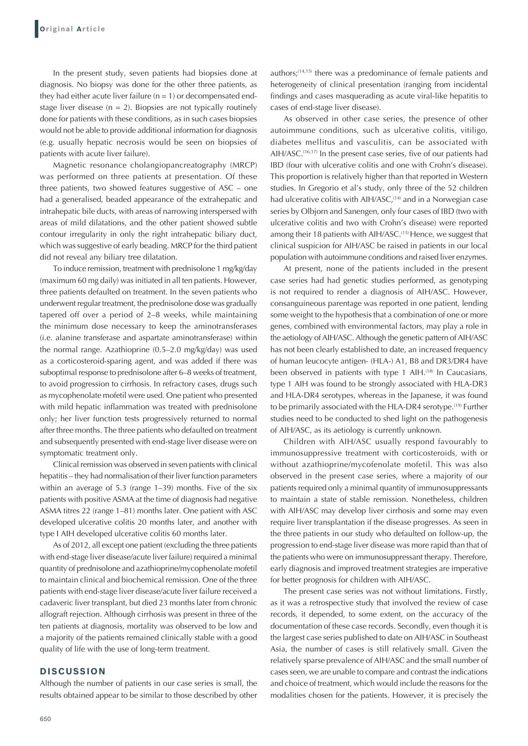In the present study, seven patients had biopsies done at diagnosis. No biopsy was done for the other three patients, as they had either acute liver failure ($n = 1$) or decompensated end-stage liver disease ($n = 2$). Biopsies are not typically routinely done for patients with these conditions, as in such cases biopsies would not be able to provide additional information for diagnosis (e.g. usually hepatic necrosis would be seen on biopsies of patients with acute liver failure).

Magnetic resonance cholangiopancreatography (MRCP) was performed on three patients at presentation. Of these three patients, two showed features suggestive of ASC – one had a generalised, beaded appearance of the extrahepatic and intrahepatic bile ducts, with areas of narrowing interspersed with areas of mild dilatations, and the other patient showed subtle contour irregularity in only the right intrahepatic biliary duct, which was suggestive of early beading. MRCP for the third patient did not reveal any biliary tree dilatation.

To induce remission, treatment with prednisolone 1 mg/kg/day (maximum 60 mg daily) was initiated in all ten patients. However, three patients defaulted on treatment. In the seven patients who underwent regular treatment, the prednisolone dose was gradually tapered off over a period of 2–8 weeks, while maintaining the minimum dose necessary to keep the aminotransferases (i.e. alanine transferase and aspartate aminotransferase) within the normal range. Azathioprine (0.5–2.0 mg/kg/day) was used as a corticosteroid-sparing agent, and was added if there was suboptimal response to prednisolone after 6–8 weeks of treatment, to avoid progression to cirrhosis. In refractory cases, drugs such as mycophenolate mofetil were used. One patient who presented with mild hepatic inflammation was treated with prednisolone only; her liver function tests progressively returned to normal after three months. The three patients who defaulted on treatment and subsequently presented with end-stage liver disease were on symptomatic treatment only.

Clinical remission was observed in seven patients with clinical hepatitis – they had normalisation of their liver function parameters within an average of 5.3 (range 1–39) months. Five of the six patients with positive ASMA at the time of diagnosis had negative ASMA titres 22 (range 1–81) months later. One patient with ASC developed ulcerative colitis 20 months later, and another with type I AIH developed ulcerative colitis 60 months later.

As of 2012, all except one patient (excluding the three patients with end-stage liver disease/acute liver failure) required a minimal quantity of prednisolone and azathioprine/mycophenolate mofetil to maintain clinical and biochemical remission. One of the three patients with end-stage liver disease/acute liver failure received a cadaveric liver transplant, but died 23 months later from chronic allograft rejection. Although cirrhosis was present in three of the ten patients at diagnosis, mortality was observed to be low and a majority of the patients remained clinically stable with a good quality of life with the use of long-term treatment.

## DISCUSSION

Although the number of patients in our case series is small, the results obtained appear to be similar to those described by other authors;[14,15] there was a predominance of female patients and heterogeneity of clinical presentation (ranging from incidental findings and cases masquerading as acute viral-like hepatitis to cases of end-stage liver disease).

As observed in other case series, the presence of other autoimmune conditions, such as ulcerative colitis, vitiligo, diabetes mellitus and vasculitis, can be associated with AIH/ASC.[16,17] In the present case series, five of our patients had IBD (four with ulcerative colitis and one with Crohn's disease). This proportion is relatively higher than that reported in Western studies. In Gregorio et al's study, only three of the 52 children had ulcerative colitis with AIH/ASC,[14] and in a Norwegian case series by Olbjorn and Sanengen, only four cases of IBD (two with ulcerative colitis and two with Crohn's disease) were reported among their 18 patients with AIH/ASC.[15] Hence, we suggest that clinical suspicion for AIH/ASC be raised in patients in our local population with autoimmune conditions and raised liver enzymes.

At present, none of the patients included in the present case series had had genetic studies performed, as genotyping is not required to render a diagnosis of AIH/ASC. However, consanguineous parentage was reported in one patient, lending some weight to the hypothesis that a combination of one or more genes, combined with environmental factors, may play a role in the aetiology of AIH/ASC. Although the genetic pattern of AIH/ASC has not been clearly established to date, an increased frequency of human leucocyte antigen- (HLA-) A1, B8 and DR3/DR4 have been observed in patients with type 1 AIH.[18] In Caucasians, type 1 AIH was found to be strongly associated with HLA-DR3 and HLA-DR4 serotypes, whereas in the Japanese, it was found to be primarily associated with the HLA-DR4 serotype.[19] Further studies need to be conducted to shed light on the pathogenesis of AIH/ASC, as its aetiology is currently unknown.

Children with AIH/ASC usually respond favourably to immunosuppressive treatment with corticosteroids, with or without azathioprine/mycofenolate mofetil. This was also observed in the present case series, where a majority of our patients required only a minimal quantity of immunosuppressants to maintain a state of stable remission. Nonetheless, children with AIH/ASC may develop liver cirrhosis and some may even require liver transplantation if the disease progresses. As seen in the three patients in our study who defaulted on follow-up, the progression to end-stage liver disease was more rapid than that of the patients who were on immunosuppressant therapy. Therefore, early diagnosis and improved treatment strategies are imperative for better prognosis for children with AIH/ASC.

The present case series was not without limitations. Firstly, as it was a retrospective study that involved the review of case records, it depended, to some extent, on the accuracy of the documentation of these case records. Secondly, even though it is the largest case series published to date on AIH/ASC in Southeast Asia, the number of cases is still relatively small. Given the relatively sparse prevalence of AIH/ASC and the small number of cases seen, we are unable to compare and contrast the indications and choice of treatment, which would include the reasons for the modalities chosen for the patients. However, it is precisely the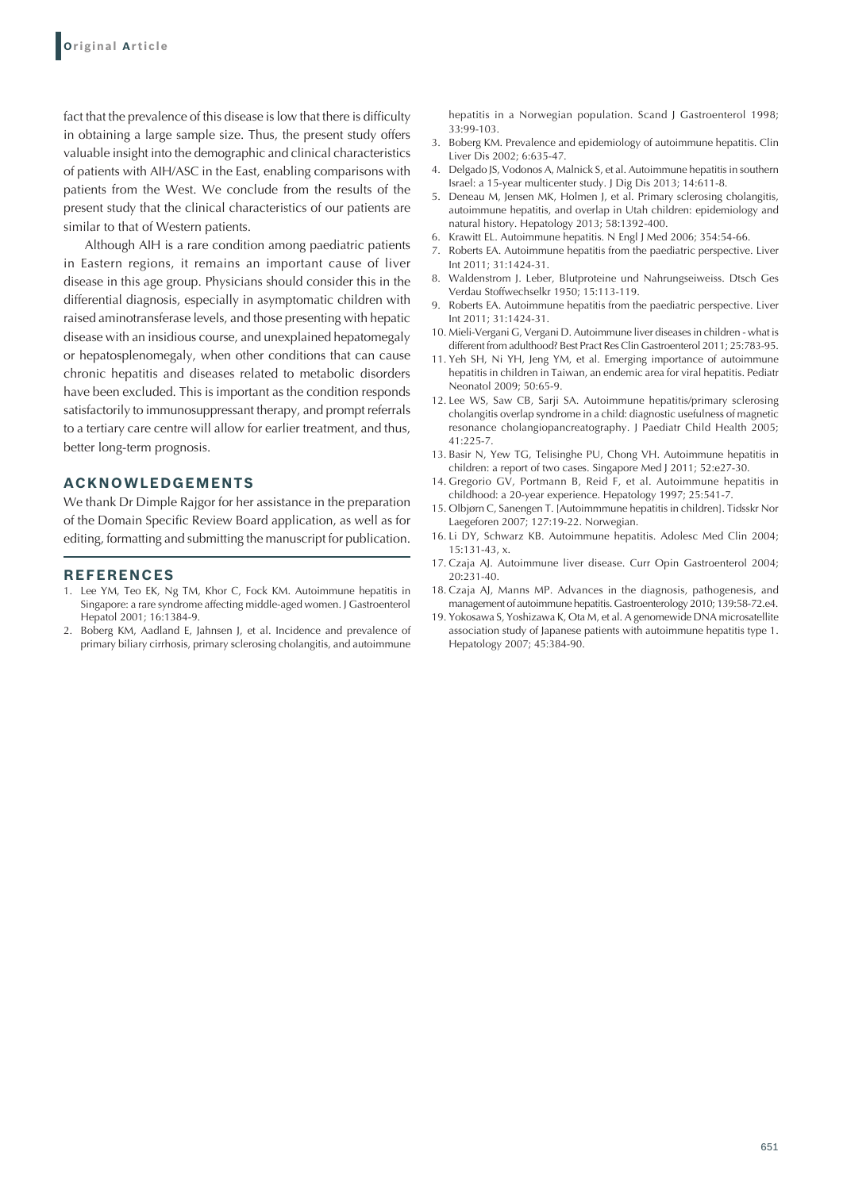fact that the prevalence of this disease is low that there is difficulty in obtaining a large sample size. Thus, the present study offers valuable insight into the demographic and clinical characteristics of patients with AIH/ASC in the East, enabling comparisons with patients from the West. We conclude from the results of the present study that the clinical characteristics of our patients are similar to that of Western patients.

Although AIH is a rare condition among paediatric patients in Eastern regions, it remains an important cause of liver disease in this age group. Physicians should consider this in the differential diagnosis, especially in asymptomatic children with raised aminotransferase levels, and those presenting with hepatic disease with an insidious course, and unexplained hepatomegaly or hepatosplenomegaly, when other conditions that can cause chronic hepatitis and diseases related to metabolic disorders have been excluded. This is important as the condition responds satisfactorily to immunosuppressant therapy, and prompt referrals to a tertiary care centre will allow for earlier treatment, and thus, better long-term prognosis.

## ACKNOWLEDGEMENTS

We thank Dr Dimple Rajgor for her assistance in the preparation of the Domain Specific Review Board application, as well as for editing, formatting and submitting the manuscript for publication.

## REFERENCES

1. Lee YM, Teo EK, Ng TM, Khor C, Fock KM. Autoimmune hepatitis in Singapore: a rare syndrome affecting middle-aged women. J Gastroenterol Hepatol 2001; 16:1384-9.
2. Boberg KM, Aadland E, Jahnsen J, et al. Incidence and prevalence of primary biliary cirrhosis, primary sclerosing cholangitis, and autoimmune hepatitis in a Norwegian population. Scand J Gastroenterol 1998; 33:99-103.
3. Boberg KM. Prevalence and epidemiology of autoimmune hepatitis. Clin Liver Dis 2002; 6:635-47.
4. Delgado JS, Vodonos A, Malnick S, et al. Autoimmune hepatitis in southern Israel: a 15-year multicenter study. J Dig Dis 2013; 14:611-8.
5. Deneau M, Jensen MK, Holmen J, et al. Primary sclerosing cholangitis, autoimmune hepatitis, and overlap in Utah children: epidemiology and natural history. Hepatology 2013; 58:1392-400.
6. Krawitt EL. Autoimmune hepatitis. N Engl J Med 2006; 354:54-66.
7. Roberts EA. Autoimmune hepatitis from the paediatric perspective. Liver Int 2011; 31:1424-31.
8. Waldenstrom J. Leber, Blutproteine und Nahrungseiweiss. Dtsch Ges Verdau Stoffwechselkr 1950; 15:113-119.
9. Roberts EA. Autoimmune hepatitis from the paediatric perspective. Liver Int 2011; 31:1424-31.
10. Mieli-Vergani G, Vergani D. Autoimmune liver diseases in children - what is different from adulthood? Best Pract Res Clin Gastroenterol 2011; 25:783-95.
11. Yeh SH, Ni YH, Jeng YM, et al. Emerging importance of autoimmune hepatitis in children in Taiwan, an endemic area for viral hepatitis. Pediatr Neonatol 2009; 50:65-9.
12. Lee WS, Saw CB, Sarji SA. Autoimmune hepatitis/primary sclerosing cholangitis overlap syndrome in a child: diagnostic usefulness of magnetic resonance cholangiopancreatography. J Paediatr Child Health 2005; 41:225-7.
13. Basir N, Yew TG, Telisinghe PU, Chong VH. Autoimmune hepatitis in children: a report of two cases. Singapore Med J 2011; 52:e27-30.
14. Gregorio GV, Portmann B, Reid F, et al. Autoimmune hepatitis in childhood: a 20-year experience. Hepatology 1997; 25:541-7.
15. Olbjørn C, Sanengen T. [Autoimmmune hepatitis in children]. Tidsskr Nor Laegeforen 2007; 127:19-22. Norwegian.
16. Li DY, Schwarz KB. Autoimmune hepatitis. Adolesc Med Clin 2004; 15:131-43, x.
17. Czaja AJ. Autoimmune liver disease. Curr Opin Gastroenterol 2004; 20:231-40.
18. Czaja AJ, Manns MP. Advances in the diagnosis, pathogenesis, and management of autoimmune hepatitis. Gastroenterology 2010; 139:58-72.e4.
19. Yokosawa S, Yoshizawa K, Ota M, et al. A genomewide DNA microsatellite association study of Japanese patients with autoimmune hepatitis type 1. Hepatology 2007; 45:384-90.